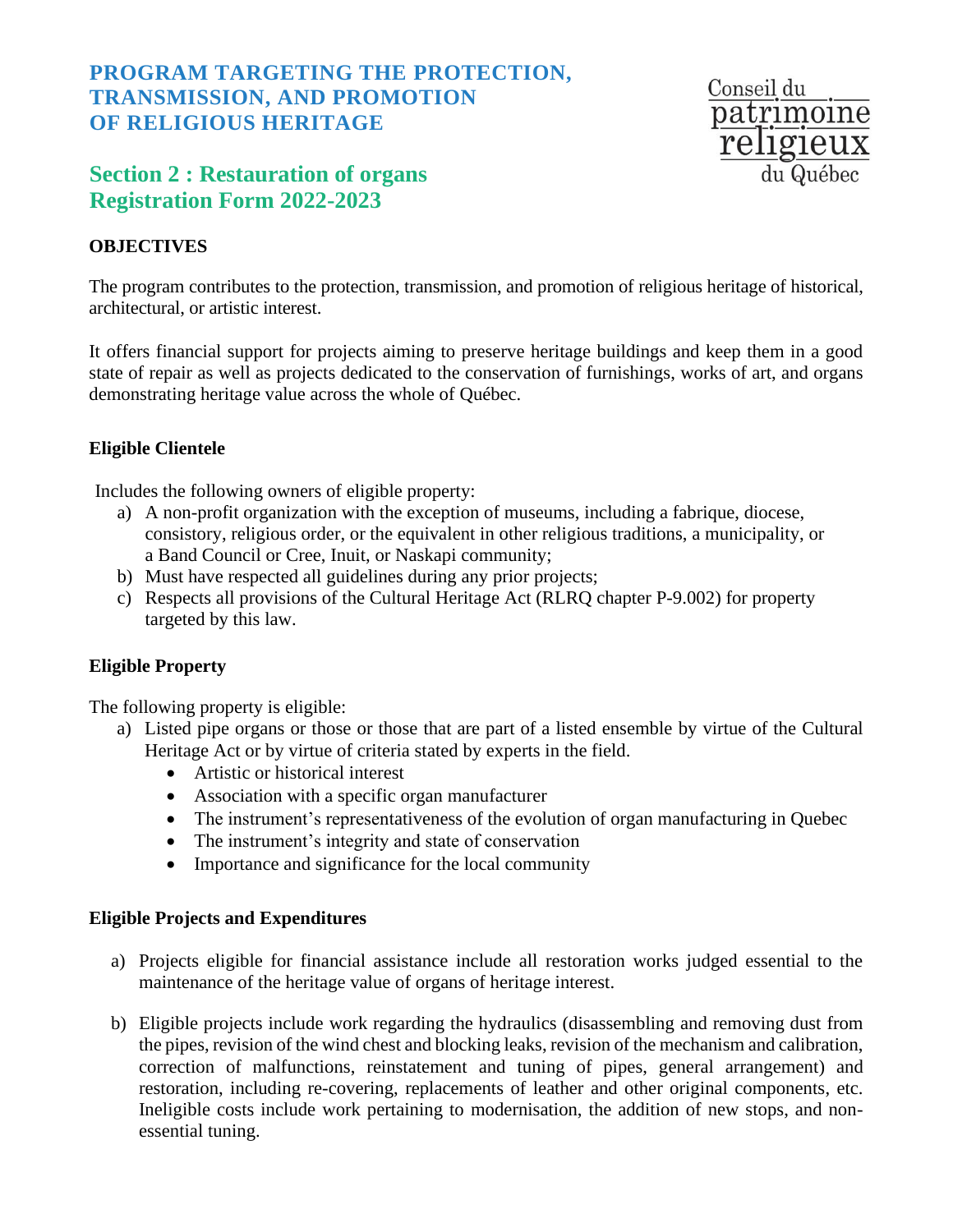# PROGRAM TARGETING THE PROTECTION, TRANSMISSION, AND PROMOTION OF RELIGIOUS HERITAGE

Conseil du patrimoine religieux du Québec

## Section 2 : Restauration of organs
## Registration Form 2022-2023

**OBJECTIVES**

The program contributes to the protection, transmission, and promotion of religious heritage of historical, architectural, or artistic interest.

It offers financial support for projects aiming to preserve heritage buildings and keep them in a good state of repair as well as projects dedicated to the conservation of furnishings, works of art, and organs demonstrating heritage value across the whole of Québec.

**Eligible Clientele**

Includes the following owners of eligible property:

a) A non-profit organization with the exception of museums, including a fabrique, diocese, consistory, religious order, or the equivalent in other religious traditions, a municipality, or a Band Council or Cree, Inuit, or Naskapi community;
b) Must have respected all guidelines during any prior projects;
c) Respects all provisions of the Cultural Heritage Act (RLRQ chapter P-9.002) for property targeted by this law.

**Eligible Property**

The following property is eligible:

a) Listed pipe organs or those or those that are part of a listed ensemble by virtue of the Cultural Heritage Act or by virtue of criteria stated by experts in the field.
   - Artistic or historical interest
   - Association with a specific organ manufacturer
   - The instrument's representativeness of the evolution of organ manufacturing in Quebec
   - The instrument's integrity and state of conservation
   - Importance and significance for the local community

**Eligible Projects and Expenditures**

a) Projects eligible for financial assistance include all restoration works judged essential to the maintenance of the heritage value of organs of heritage interest.

b) Eligible projects include work regarding the hydraulics (disassembling and removing dust from the pipes, revision of the wind chest and blocking leaks, revision of the mechanism and calibration, correction of malfunctions, reinstatement and tuning of pipes, general arrangement) and restoration, including re-covering, replacements of leather and other original components, etc. Ineligible costs include work pertaining to modernisation, the addition of new stops, and non-essential tuning.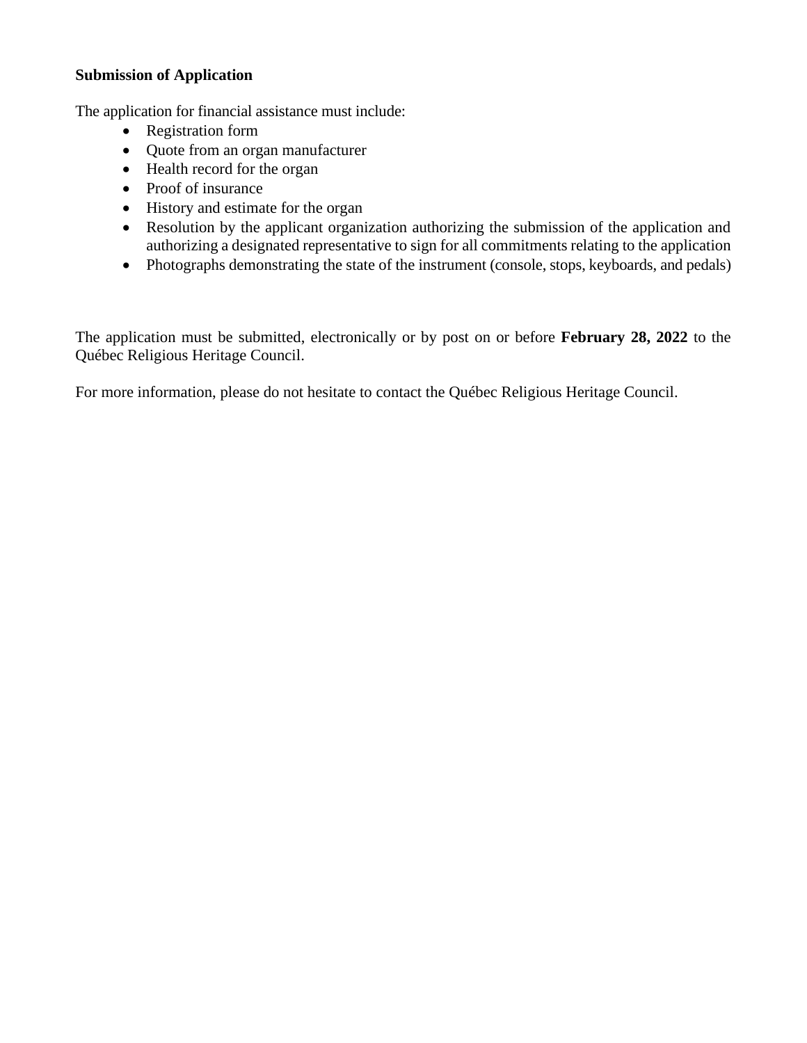**Submission of Application**

The application for financial assistance must include:

- Registration form
- Quote from an organ manufacturer
- Health record for the organ
- Proof of insurance
- History and estimate for the organ
- Resolution by the applicant organization authorizing the submission of the application and authorizing a designated representative to sign for all commitments relating to the application
- Photographs demonstrating the state of the instrument (console, stops, keyboards, and pedals)

The application must be submitted, electronically or by post on or before **February 28, 2022** to the Québec Religious Heritage Council.

For more information, please do not hesitate to contact the Québec Religious Heritage Council.